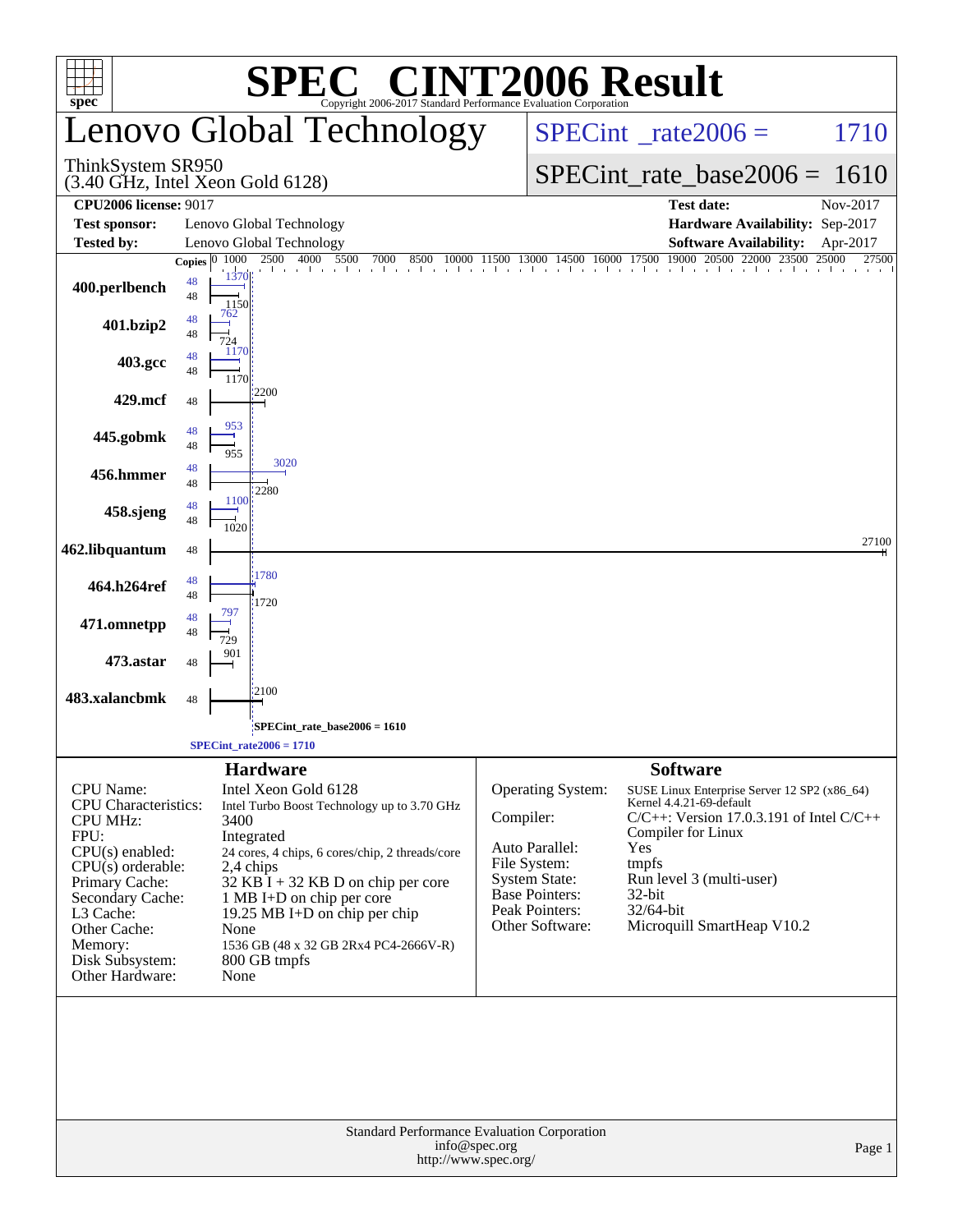# SPEC CINT2006 Result

Copyright 2006-2017 Standard Performance Evaluation Corporation

## Lenovo Global Technology

ThinkSystem SR950
(3.40 GHz, Intel Xeon Gold 6128)

SPECint_rate2006 = 1710

SPECint_rate_base2006 = 1610

| | | | |
|---|---|---|---|
| **CPU2006 license:** 9017 | | **Test date:** | Nov-2017 |
| **Test sponsor:** | Lenovo Global Technology | **Hardware Availability:** | Sep-2017 |
| **Tested by:** | Lenovo Global Technology | **Software Availability:** | Apr-2017 |

| Benchmark | Copies (peak) | Peak | Copies (base) | Base |
|---|---|---|---|---|
| 400.perlbench | 48 | 1370 | 48 | 1150 |
| 401.bzip2 | 48 | 762 | 48 | 724 |
| 403.gcc | 48 | 1170 | 48 | 1170 |
| 429.mcf | | | 48 | 2200 |
| 445.gobmk | 48 | 953 | 48 | 955 |
| 456.hmmer | 48 | 3020 | 48 | 2280 |
| 458.sjeng | 48 | 1100 | 48 | 1020 |
| 462.libquantum | | | 48 | 27100 |
| 464.h264ref | 48 | 1780 | 48 | 1720 |
| 471.omnetpp | 48 | 797 | 48 | 729 |
| 473.astar | | | 48 | 901 |
| 483.xalancbmk | | | 48 | 2100 |

SPECint_rate_base2006 = 1610

SPECint_rate2006 = 1710

### Hardware

| | |
|---|---|
| CPU Name: | Intel Xeon Gold 6128 |
| CPU Characteristics: | Intel Turbo Boost Technology up to 3.70 GHz |
| CPU MHz: | 3400 |
| FPU: | Integrated |
| CPU(s) enabled: | 24 cores, 4 chips, 6 cores/chip, 2 threads/core |
| CPU(s) orderable: | 2,4 chips |
| Primary Cache: | 32 KB I + 32 KB D on chip per core |
| Secondary Cache: | 1 MB I+D on chip per core |
| L3 Cache: | 19.25 MB I+D on chip per chip |
| Other Cache: | None |
| Memory: | 1536 GB (48 x 32 GB 2Rx4 PC4-2666V-R) |
| Disk Subsystem: | 800 GB tmpfs |
| Other Hardware: | None |

### Software

| | |
|---|---|
| Operating System: | SUSE Linux Enterprise Server 12 SP2 (x86_64) Kernel 4.4.21-69-default |
| Compiler: | C/C++: Version 17.0.3.191 of Intel C/C++ Compiler for Linux |
| Auto Parallel: | Yes |
| File System: | tmpfs |
| System State: | Run level 3 (multi-user) |
| Base Pointers: | 32-bit |
| Peak Pointers: | 32/64-bit |
| Other Software: | Microquill SmartHeap V10.2 |

Standard Performance Evaluation Corporation
info@spec.org
http://www.spec.org/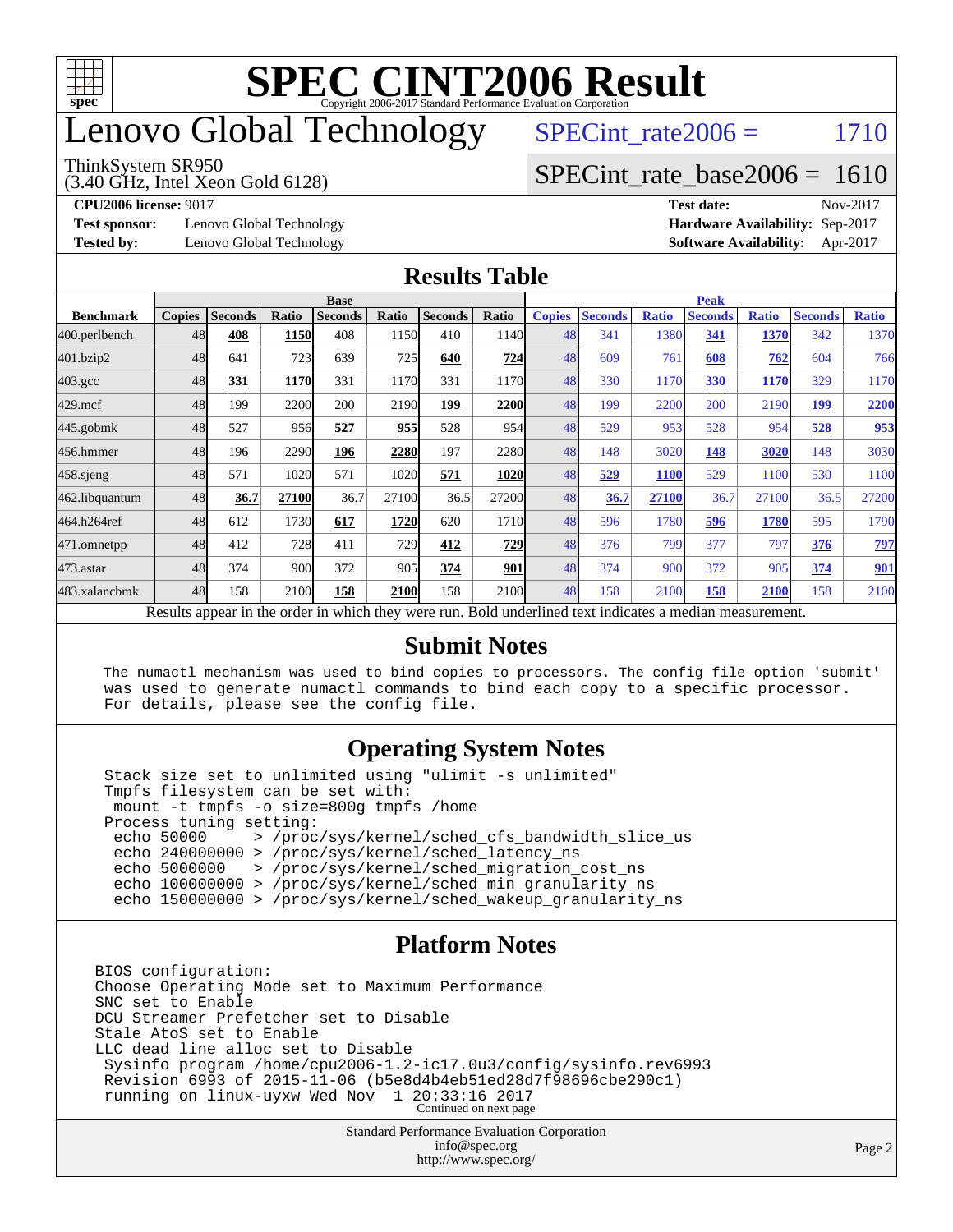# SPEC CINT2006 Result

Copyright 2006-2017 Standard Performance Evaluation Corporation

# Lenovo Global Technology

ThinkSystem SR950
(3.40 GHz, Intel Xeon Gold 6128)

SPECint_rate2006 = 1710

SPECint_rate_base2006 = 1610

**CPU2006 license:** 9017
**Test sponsor:** Lenovo Global Technology
**Tested by:** Lenovo Global Technology

**Test date:** Nov-2017
**Hardware Availability:** Sep-2017
**Software Availability:** Apr-2017

## Results Table

| | Base | | | | | | | Peak | | | | | | |
|---|---|---|---|---|---|---|---|---|---|---|---|---|---|---|
| **Benchmark** | **Copies** | **Seconds** | **Ratio** | **Seconds** | **Ratio** | **Seconds** | **Ratio** | **Copies** | **Seconds** | **Ratio** | **Seconds** | **Ratio** | **Seconds** | **Ratio** |
| 400.perlbench | 48 | **408** | **1150** | 408 | 1150 | 410 | 1140 | 48 | 341 | 1380 | **341** | **1370** | 342 | 1370 |
| 401.bzip2 | 48 | 641 | 723 | 639 | 725 | **640** | **724** | 48 | 609 | 761 | **608** | **762** | 604 | 766 |
| 403.gcc | 48 | **331** | **1170** | 331 | 1170 | 331 | 1170 | 48 | 330 | 1170 | **330** | **1170** | 329 | 1170 |
| 429.mcf | 48 | 199 | 2200 | 200 | 2190 | **199** | **2200** | 48 | 199 | 2200 | 200 | 2190 | **199** | **2200** |
| 445.gobmk | 48 | 527 | 956 | **527** | **955** | 528 | 954 | 48 | 529 | 953 | 528 | 954 | **528** | **953** |
| 456.hmmer | 48 | 196 | 2290 | **196** | **2280** | 197 | 2280 | 48 | 148 | 3020 | **148** | **3020** | 148 | 3030 |
| 458.sjeng | 48 | 571 | 1020 | 571 | 1020 | **571** | **1020** | 48 | **529** | **1100** | 529 | 1100 | 530 | 1100 |
| 462.libquantum | 48 | **36.7** | **27100** | 36.7 | 27100 | 36.5 | 27200 | 48 | **36.7** | **27100** | 36.7 | 27100 | 36.5 | 27200 |
| 464.h264ref | 48 | 612 | 1730 | **617** | **1720** | 620 | 1710 | 48 | 596 | 1780 | **596** | **1780** | 595 | 1790 |
| 471.omnetpp | 48 | 412 | 728 | 411 | 729 | **412** | **729** | 48 | 376 | 799 | 377 | 797 | **376** | **797** |
| 473.astar | 48 | 374 | 900 | 372 | 905 | **374** | **901** | 48 | 374 | 900 | 372 | 905 | **374** | **901** |
| 483.xalancbmk | 48 | 158 | 2100 | **158** | **2100** | 158 | 2100 | 48 | 158 | 2100 | **158** | **2100** | 158 | 2100 |

Results appear in the order in which they were run. Bold underlined text indicates a median measurement.

## Submit Notes

```
The numactl mechanism was used to bind copies to processors. The config file option 'submit'
was used to generate numactl commands to bind each copy to a specific processor.
For details, please see the config file.
```

## Operating System Notes

```
Stack size set to unlimited using "ulimit -s unlimited"
Tmpfs filesystem can be set with:
 mount -t tmpfs -o size=800g tmpfs /home
Process tuning setting:
 echo 50000     > /proc/sys/kernel/sched_cfs_bandwidth_slice_us
 echo 240000000 > /proc/sys/kernel/sched_latency_ns
 echo 5000000   > /proc/sys/kernel/sched_migration_cost_ns
 echo 100000000 > /proc/sys/kernel/sched_min_granularity_ns
 echo 150000000 > /proc/sys/kernel/sched_wakeup_granularity_ns
```

## Platform Notes

```
BIOS configuration:
Choose Operating Mode set to Maximum Performance
SNC set to Enable
DCU Streamer Prefetcher set to Disable
Stale AtoS set to Enable
LLC dead line alloc set to Disable
 Sysinfo program /home/cpu2006-1.2-ic17.0u3/config/sysinfo.rev6993
 Revision 6993 of 2015-11-06 (b5e8d4b4eb51ed28d7f98696cbe290c1)
 running on linux-uyxw Wed Nov  1 20:33:16 2017
```

Continued on next page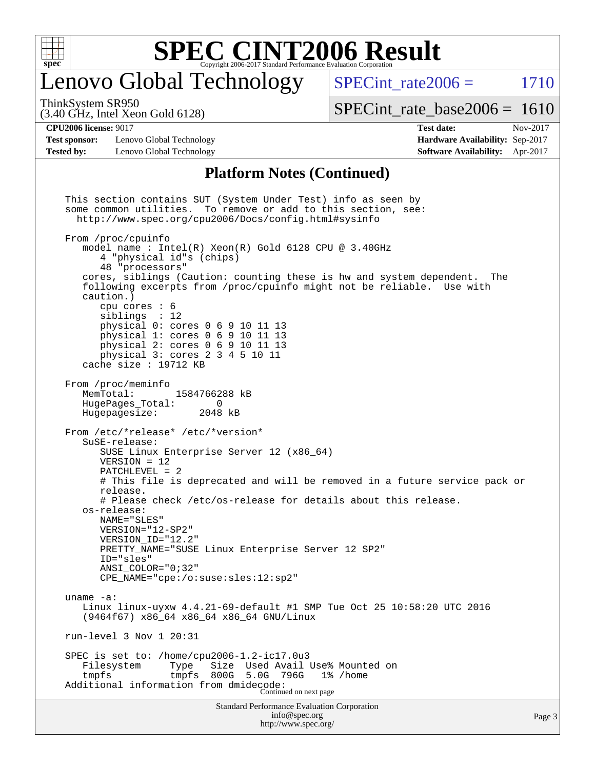# SPEC CINT2006 Result

## Lenovo Global Technology

ThinkSystem SR950
(3.40 GHz, Intel Xeon Gold 6128)

SPECint_rate2006 = 1710

SPECint_rate_base2006 = 1610

**CPU2006 license:** 9017
**Test sponsor:** Lenovo Global Technology
**Tested by:** Lenovo Global Technology

**Test date:** Nov-2017
**Hardware Availability:** Sep-2017
**Software Availability:** Apr-2017

### Platform Notes (Continued)

```
This section contains SUT (System Under Test) info as seen by
some common utilities.  To remove or add to this section, see:
  http://www.spec.org/cpu2006/Docs/config.html#sysinfo

From /proc/cpuinfo
   model name : Intel(R) Xeon(R) Gold 6128 CPU @ 3.40GHz
      4 "physical id"s (chips)
      48 "processors"
   cores, siblings (Caution: counting these is hw and system dependent.  The
   following excerpts from /proc/cpuinfo might not be reliable.  Use with
   caution.)
      cpu cores : 6
      siblings  : 12
      physical 0: cores 0 6 9 10 11 13
      physical 1: cores 0 6 9 10 11 13
      physical 2: cores 0 6 9 10 11 13
      physical 3: cores 2 3 4 5 10 11
   cache size : 19712 KB

From /proc/meminfo
   MemTotal:       1584766288 kB
   HugePages_Total:       0
   Hugepagesize:       2048 kB

From /etc/*release* /etc/*version*
   SuSE-release:
      SUSE Linux Enterprise Server 12 (x86_64)
      VERSION = 12
      PATCHLEVEL = 2
      # This file is deprecated and will be removed in a future service pack or
      release.
      # Please check /etc/os-release for details about this release.
   os-release:
      NAME="SLES"
      VERSION="12-SP2"
      VERSION_ID="12.2"
      PRETTY_NAME="SUSE Linux Enterprise Server 12 SP2"
      ID="sles"
      ANSI_COLOR="0;32"
      CPE_NAME="cpe:/o:suse:sles:12:sp2"

uname -a:
   Linux linux-uyxw 4.4.21-69-default #1 SMP Tue Oct 25 10:58:20 UTC 2016
   (9464f67) x86_64 x86_64 x86_64 GNU/Linux

run-level 3 Nov 1 20:31

SPEC is set to: /home/cpu2006-1.2-ic17.0u3
   Filesystem     Type   Size  Used Avail Use% Mounted on
   tmpfs          tmpfs  800G  5.0G  796G   1% /home
Additional information from dmidecode:
```

Continued on next page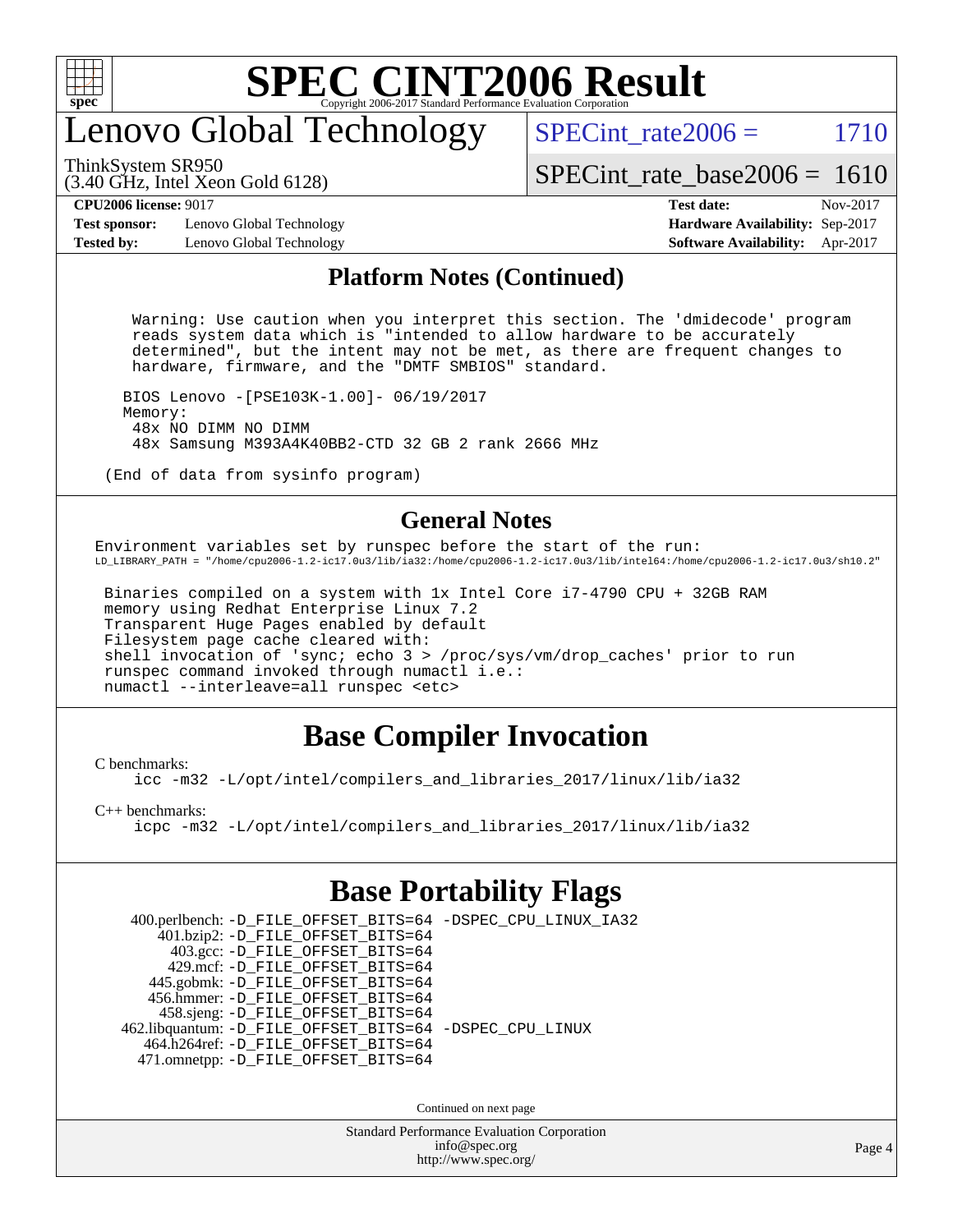# Lenovo Global Technology

ThinkSystem SR950
(3.40 GHz, Intel Xeon Gold 6128)

SPECint_rate2006 = 1710

SPECint_rate_base2006 = 1610

**CPU2006 license:** 9017
**Test sponsor:** Lenovo Global Technology
**Tested by:** Lenovo Global Technology

**Test date:** Nov-2017
**Hardware Availability:** Sep-2017
**Software Availability:** Apr-2017

## Platform Notes (Continued)

```
  Warning: Use caution when you interpret this section. The 'dmidecode' program
  reads system data which is "intended to allow hardware to be accurately
  determined", but the intent may not be met, as there are frequent changes to
  hardware, firmware, and the "DMTF SMBIOS" standard.

 BIOS Lenovo -[PSE103K-1.00]- 06/19/2017
 Memory:
  48x NO DIMM NO DIMM
  48x Samsung M393A4K40BB2-CTD 32 GB 2 rank 2666 MHz

(End of data from sysinfo program)
```

## General Notes

```
Environment variables set by runspec before the start of the run:
LD_LIBRARY_PATH = "/home/cpu2006-1.2-ic17.0u3/lib/ia32:/home/cpu2006-1.2-ic17.0u3/lib/intel64:/home/cpu2006-1.2-ic17.0u3/sh10.2"

 Binaries compiled on a system with 1x Intel Core i7-4790 CPU + 32GB RAM
 memory using Redhat Enterprise Linux 7.2
 Transparent Huge Pages enabled by default
 Filesystem page cache cleared with:
 shell invocation of 'sync; echo 3 > /proc/sys/vm/drop_caches' prior to run
 runspec command invoked through numactl i.e.:
 numactl --interleave=all runspec <etc>
```

## Base Compiler Invocation

C benchmarks:
```
icc -m32 -L/opt/intel/compilers_and_libraries_2017/linux/lib/ia32
```

C++ benchmarks:
```
icpc -m32 -L/opt/intel/compilers_and_libraries_2017/linux/lib/ia32
```

## Base Portability Flags

```
   400.perlbench: -D_FILE_OFFSET_BITS=64 -DSPEC_CPU_LINUX_IA32
      401.bzip2: -D_FILE_OFFSET_BITS=64
        403.gcc: -D_FILE_OFFSET_BITS=64
        429.mcf: -D_FILE_OFFSET_BITS=64
      445.gobmk: -D_FILE_OFFSET_BITS=64
      456.hmmer: -D_FILE_OFFSET_BITS=64
      458.sjeng: -D_FILE_OFFSET_BITS=64
 462.libquantum: -D_FILE_OFFSET_BITS=64 -DSPEC_CPU_LINUX
    464.h264ref: -D_FILE_OFFSET_BITS=64
    471.omnetpp: -D_FILE_OFFSET_BITS=64
```

Continued on next page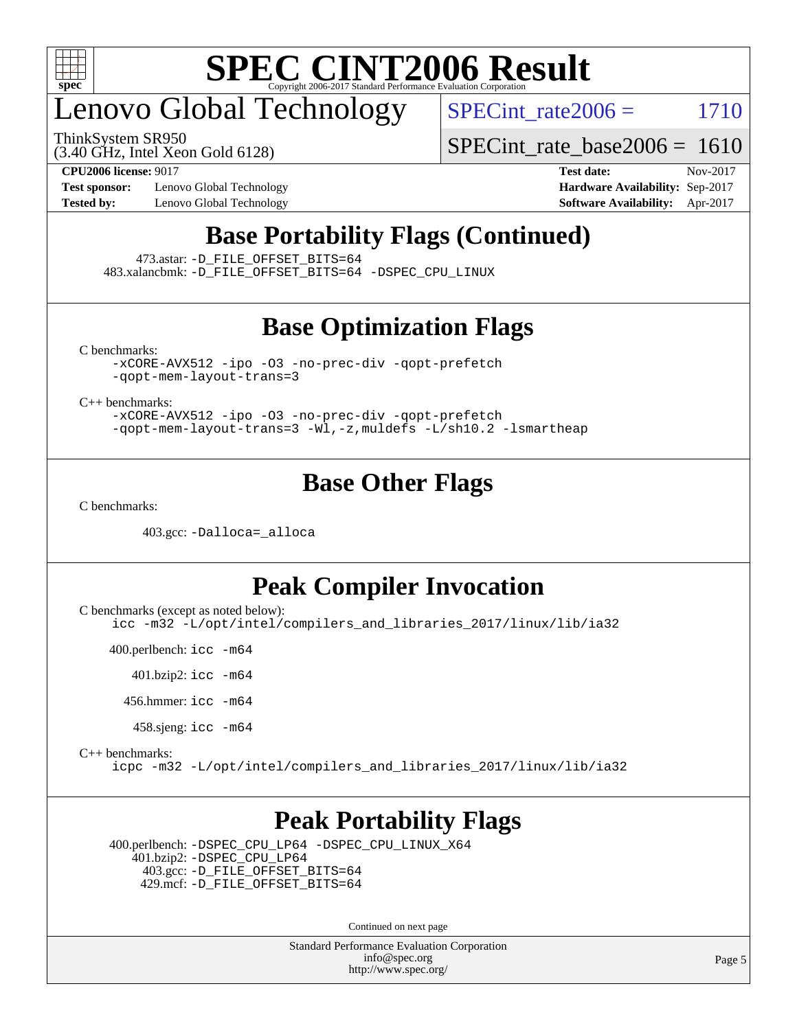# SPEC CINT2006 Result

## Lenovo Global Technology

ThinkSystem SR950
(3.40 GHz, Intel Xeon Gold 6128)

SPECint_rate2006 = 1710

SPECint_rate_base2006 = 1610

**CPU2006 license:** 9017
**Test sponsor:** Lenovo Global Technology
**Tested by:** Lenovo Global Technology

**Test date:** Nov-2017
**Hardware Availability:** Sep-2017
**Software Availability:** Apr-2017

## Base Portability Flags (Continued)

473.astar: -D_FILE_OFFSET_BITS=64
483.xalancbmk: -D_FILE_OFFSET_BITS=64 -DSPEC_CPU_LINUX

## Base Optimization Flags

C benchmarks:

```
-xCORE-AVX512 -ipo -O3 -no-prec-div -qopt-prefetch
-qopt-mem-layout-trans=3
```

C++ benchmarks:

```
-xCORE-AVX512 -ipo -O3 -no-prec-div -qopt-prefetch
-qopt-mem-layout-trans=3 -Wl,-z,muldefs -L/sh10.2 -lsmartheap
```

## Base Other Flags

C benchmarks:

403.gcc: -Dalloca=_alloca

## Peak Compiler Invocation

C benchmarks (except as noted below):

```
icc -m32 -L/opt/intel/compilers_and_libraries_2017/linux/lib/ia32
```

400.perlbench: icc -m64

401.bzip2: icc -m64

456.hmmer: icc -m64

458.sjeng: icc -m64

C++ benchmarks:

```
icpc -m32 -L/opt/intel/compilers_and_libraries_2017/linux/lib/ia32
```

## Peak Portability Flags

400.perlbench: -DSPEC_CPU_LP64 -DSPEC_CPU_LINUX_X64
401.bzip2: -DSPEC_CPU_LP64
403.gcc: -D_FILE_OFFSET_BITS=64
429.mcf: -D_FILE_OFFSET_BITS=64

Continued on next page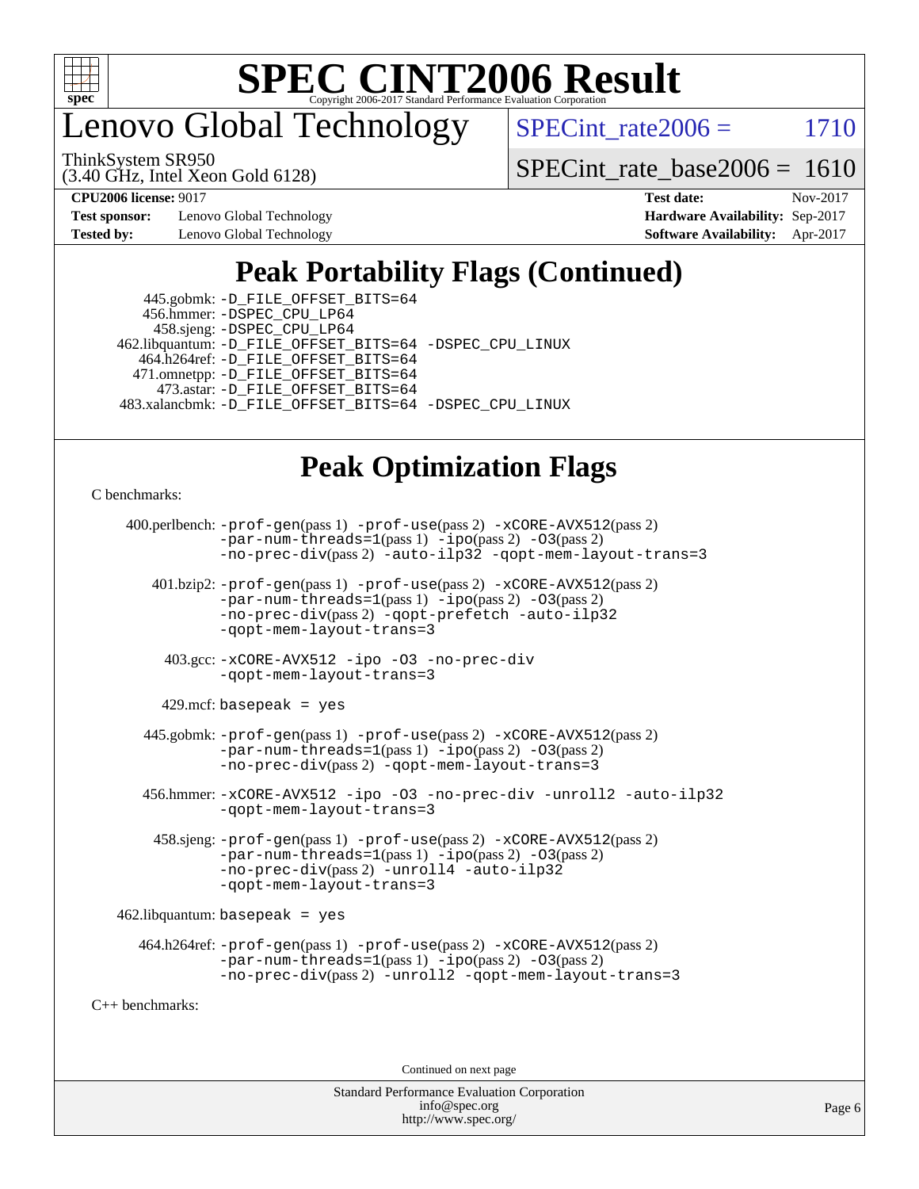# Lenovo Global Technology

ThinkSystem SR950
(3.40 GHz, Intel Xeon Gold 6128)

SPECint_rate2006 = 1710

SPECint_rate_base2006 = 1610

**CPU2006 license:** 9017 **Test date:** Nov-2017
**Test sponsor:** Lenovo Global Technology **Hardware Availability:** Sep-2017
**Tested by:** Lenovo Global Technology **Software Availability:** Apr-2017

## Peak Portability Flags (Continued)

445.gobmk: -D_FILE_OFFSET_BITS=64
456.hmmer: -DSPEC_CPU_LP64
458.sjeng: -DSPEC_CPU_LP64
462.libquantum: -D_FILE_OFFSET_BITS=64 -DSPEC_CPU_LINUX
464.h264ref: -D_FILE_OFFSET_BITS=64
471.omnetpp: -D_FILE_OFFSET_BITS=64
473.astar: -D_FILE_OFFSET_BITS=64
483.xalancbmk: -D_FILE_OFFSET_BITS=64 -DSPEC_CPU_LINUX

## Peak Optimization Flags

C benchmarks:

400.perlbench: -prof-gen(pass 1) -prof-use(pass 2) -xCORE-AVX512(pass 2) -par-num-threads=1(pass 1) -ipo(pass 2) -O3(pass 2) -no-prec-div(pass 2) -auto-ilp32 -qopt-mem-layout-trans=3

401.bzip2: -prof-gen(pass 1) -prof-use(pass 2) -xCORE-AVX512(pass 2) -par-num-threads=1(pass 1) -ipo(pass 2) -O3(pass 2) -no-prec-div(pass 2) -qopt-prefetch -auto-ilp32 -qopt-mem-layout-trans=3

403.gcc: -xCORE-AVX512 -ipo -O3 -no-prec-div -qopt-mem-layout-trans=3

429.mcf: basepeak = yes

445.gobmk: -prof-gen(pass 1) -prof-use(pass 2) -xCORE-AVX512(pass 2) -par-num-threads=1(pass 1) -ipo(pass 2) -O3(pass 2) -no-prec-div(pass 2) -qopt-mem-layout-trans=3

456.hmmer: -xCORE-AVX512 -ipo -O3 -no-prec-div -unroll2 -auto-ilp32 -qopt-mem-layout-trans=3

458.sjeng: -prof-gen(pass 1) -prof-use(pass 2) -xCORE-AVX512(pass 2) -par-num-threads=1(pass 1) -ipo(pass 2) -O3(pass 2) -no-prec-div(pass 2) -unroll4 -auto-ilp32 -qopt-mem-layout-trans=3

462.libquantum: basepeak = yes

464.h264ref: -prof-gen(pass 1) -prof-use(pass 2) -xCORE-AVX512(pass 2) -par-num-threads=1(pass 1) -ipo(pass 2) -O3(pass 2) -no-prec-div(pass 2) -unroll2 -qopt-mem-layout-trans=3

C++ benchmarks:

Continued on next page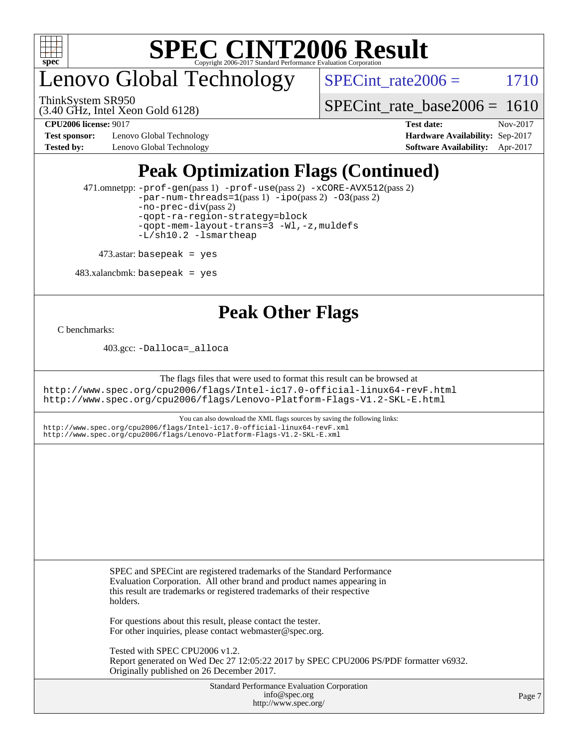# Peak Optimization Flags (Continued)

471.omnetpp: -prof-gen(pass 1) -prof-use(pass 2) -xCORE-AVX512(pass 2)
-par-num-threads=1(pass 1) -ipo(pass 2) -O3(pass 2)
-no-prec-div(pass 2)
-qopt-ra-region-strategy=block
-qopt-mem-layout-trans=3 -Wl,-z,muldefs
-L/sh10.2 -lsmartheap

473.astar: basepeak = yes

483.xalancbmk: basepeak = yes

# Peak Other Flags

C benchmarks:

403.gcc: -Dalloca=_alloca

The flags files that were used to format this result can be browsed at
http://www.spec.org/cpu2006/flags/Intel-ic17.0-official-linux64-revF.html
http://www.spec.org/cpu2006/flags/Lenovo-Platform-Flags-V1.2-SKL-E.html

You can also download the XML flags sources by saving the following links:
http://www.spec.org/cpu2006/flags/Intel-ic17.0-official-linux64-revF.xml
http://www.spec.org/cpu2006/flags/Lenovo-Platform-Flags-V1.2-SKL-E.xml

SPEC and SPECint are registered trademarks of the Standard Performance Evaluation Corporation. All other brand and product names appearing in this result are trademarks or registered trademarks of their respective holders.

For questions about this result, please contact the tester.
For other inquiries, please contact webmaster@spec.org.

Tested with SPEC CPU2006 v1.2.
Report generated on Wed Dec 27 12:05:22 2017 by SPEC CPU2006 PS/PDF formatter v6932.
Originally published on 26 December 2017.